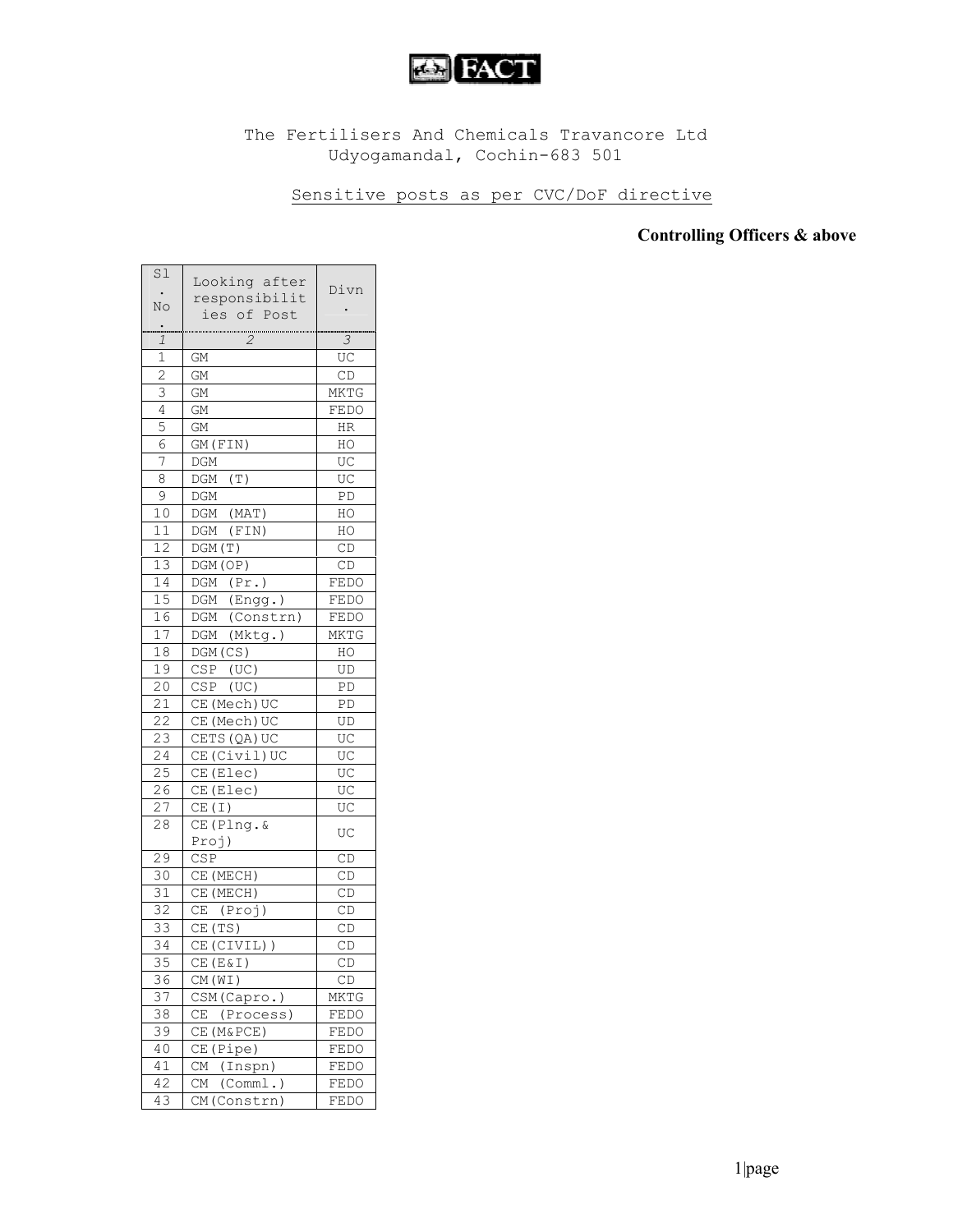FACT

The Fertilisers And Chemicals Travancore Ltd
Udyogamandal, Cochin-683 501

Sensitive posts as per CVC/DoF directive

**Controlling Officers & above**

| Sl. No. | Looking after responsibilities of Post | Divn. |
|---|---|---|
| *1* | *2* | *3* |
| 1 | GM | UC |
| 2 | GM | CD |
| 3 | GM | MKTG |
| 4 | GM | FEDO |
| 5 | GM | HR |
| 6 | GM(FIN) | HO |
| 7 | DGM | UC |
| 8 | DGM (T) | UC |
| 9 | DGM | PD |
| 10 | DGM (MAT) | HO |
| 11 | DGM (FIN) | HO |
| 12 | DGM(T) | CD |
| 13 | DGM(OP) | CD |
| 14 | DGM (Pr.) | FEDO |
| 15 | DGM (Engg.) | FEDO |
| 16 | DGM (Constrn) | FEDO |
| 17 | DGM (Mktg.) | MKTG |
| 18 | DGM(CS) | HO |
| 19 | CSP (UC) | UD |
| 20 | CSP (UC) | PD |
| 21 | CE(Mech)UC | PD |
| 22 | CE(Mech)UC | UD |
| 23 | CETS(QA)UC | UC |
| 24 | CE(Civil)UC | UC |
| 25 | CE(Elec) | UC |
| 26 | CE(Elec) | UC |
| 27 | CE(I) | UC |
| 28 | CE(Plng.& Proj) | UC |
| 29 | CSP | CD |
| 30 | CE(MECH) | CD |
| 31 | CE(MECH) | CD |
| 32 | CE (Proj) | CD |
| 33 | CE(TS) | CD |
| 34 | CE(CIVIL)) | CD |
| 35 | CE(E&I) | CD |
| 36 | CM(WI) | CD |
| 37 | CSM(Capro.) | MKTG |
| 38 | CE (Process) | FEDO |
| 39 | CE(M&PCE) | FEDO |
| 40 | CE(Pipe) | FEDO |
| 41 | CM (Inspn) | FEDO |
| 42 | CM (Comml.) | FEDO |
| 43 | CM(Constrn) | FEDO |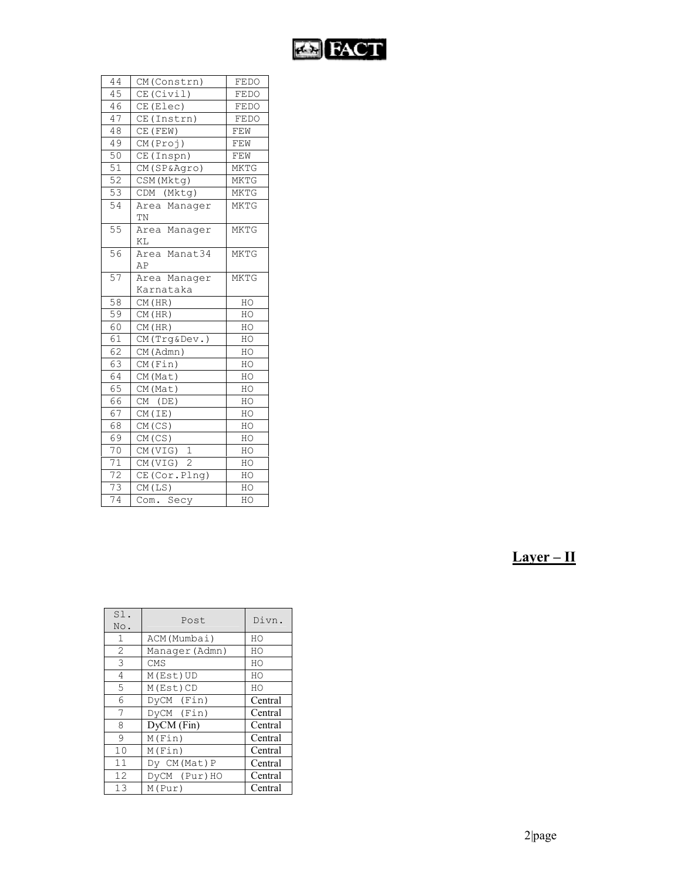| 44 | CM(Constrn) | FEDO |
|---|---|---|
| 45 | CE(Civil) | FEDO |
| 46 | CE(Elec) | FEDO |
| 47 | CE(Instrn) | FEDO |
| 48 | CE(FEW) | FEW |
| 49 | CM(Proj) | FEW |
| 50 | CE(Inspn) | FEW |
| 51 | CM(SP&Agro) | MKTG |
| 52 | CSM(Mktg) | MKTG |
| 53 | CDM (Mktg) | MKTG |
| 54 | Area Manager TN | MKTG |
| 55 | Area Manager KL | MKTG |
| 56 | Area Manat34 AP | MKTG |
| 57 | Area Manager Karnataka | MKTG |
| 58 | CM(HR) | HO |
| 59 | CM(HR) | HO |
| 60 | CM(HR) | HO |
| 61 | CM(Trg&Dev.) | HO |
| 62 | CM(Admn) | HO |
| 63 | CM(Fin) | HO |
| 64 | CM(Mat) | HO |
| 65 | CM(Mat) | HO |
| 66 | CM (DE) | HO |
| 67 | CM(IE) | HO |
| 68 | CM(CS) | HO |
| 69 | CM(CS) | HO |
| 70 | CM(VIG) 1 | HO |
| 71 | CM(VIG) 2 | HO |
| 72 | CE(Cor.Plng) | HO |
| 73 | CM(LS) | HO |
| 74 | Com. Secy | HO |

## Layer – II

| Sl. No. | Post | Divn. |
|---|---|---|
| 1 | ACM(Mumbai) | HO |
| 2 | Manager(Admn) | HO |
| 3 | CMS | HO |
| 4 | M(Est)UD | HO |
| 5 | M(Est)CD | HO |
| 6 | DyCM (Fin) | Central |
| 7 | DyCM (Fin) | Central |
| 8 | DyCM (Fin) | Central |
| 9 | M(Fin) | Central |
| 10 | M(Fin) | Central |
| 11 | Dy CM(Mat)P | Central |
| 12 | DyCM (Pur)HO | Central |
| 13 | M(Pur) | Central |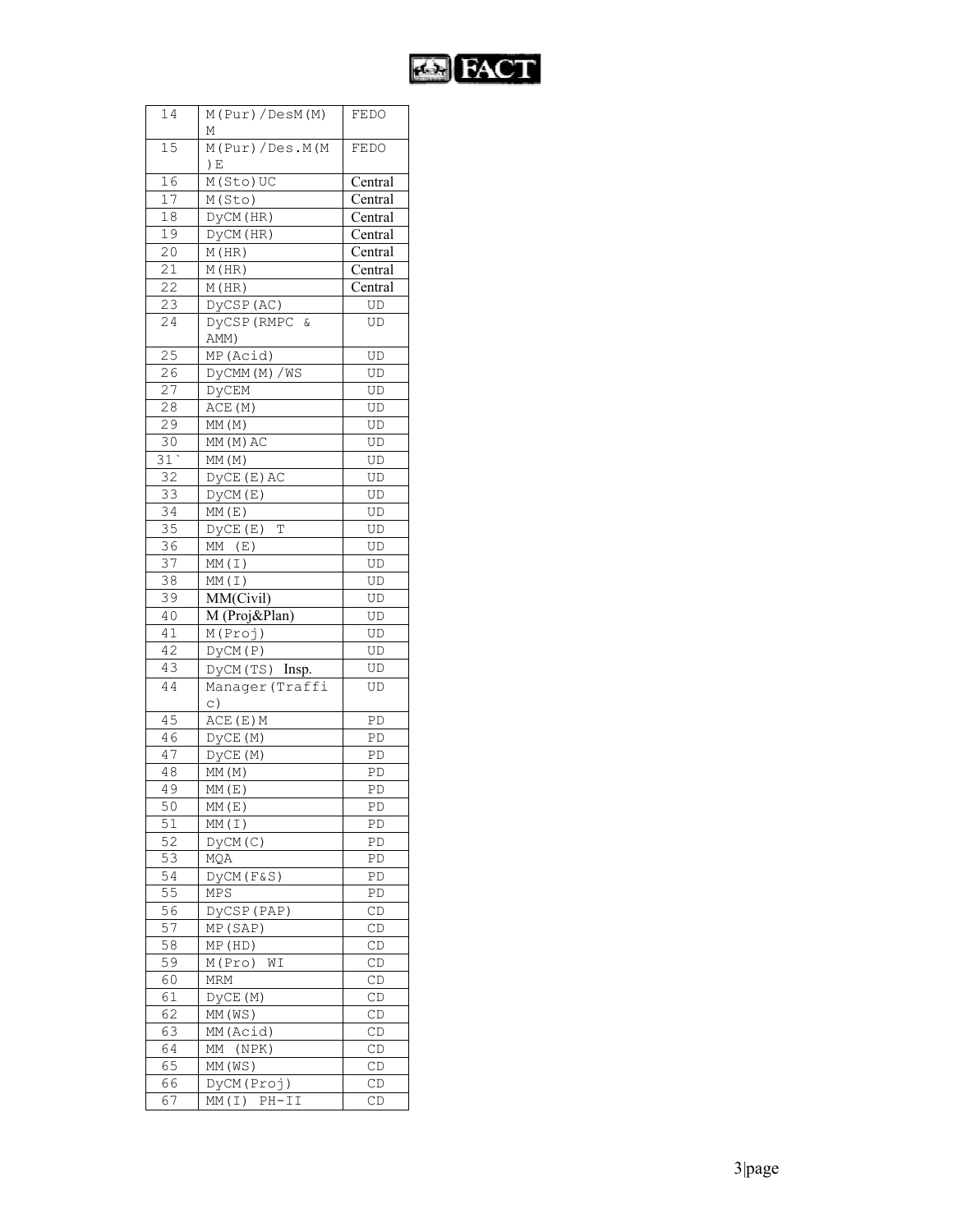| | | |
|---|---|---|
| 14 | M(Pur)/DesM(M)M | FEDO |
| 15 | M(Pur)/Des.M(M)E | FEDO |
| 16 | M(Sto)UC | Central |
| 17 | M(Sto) | Central |
| 18 | DyCM(HR) | Central |
| 19 | DyCM(HR) | Central |
| 20 | M(HR) | Central |
| 21 | M(HR) | Central |
| 22 | M(HR) | Central |
| 23 | DyCSP(AC) | UD |
| 24 | DyCSP(RMPC & AMM) | UD |
| 25 | MP(Acid) | UD |
| 26 | DyCMM(M)/WS | UD |
| 27 | DyCEM | UD |
| 28 | ACE(M) | UD |
| 29 | MM(M) | UD |
| 30 | MM(M)AC | UD |
| 31` | MM(M) | UD |
| 32 | DyCE(E)AC | UD |
| 33 | DyCM(E) | UD |
| 34 | MM(E) | UD |
| 35 | DyCE(E) T | UD |
| 36 | MM (E) | UD |
| 37 | MM(I) | UD |
| 38 | MM(I) | UD |
| 39 | MM(Civil) | UD |
| 40 | M (Proj&Plan) | UD |
| 41 | M(Proj) | UD |
| 42 | DyCM(P) | UD |
| 43 | DyCM(TS) Insp. | UD |
| 44 | Manager(Traffic) | UD |
| 45 | ACE(E)M | PD |
| 46 | DyCE(M) | PD |
| 47 | DyCE(M) | PD |
| 48 | MM(M) | PD |
| 49 | MM(E) | PD |
| 50 | MM(E) | PD |
| 51 | MM(I) | PD |
| 52 | DyCM(C) | PD |
| 53 | MQA | PD |
| 54 | DyCM(F&S) | PD |
| 55 | MPS | PD |
| 56 | DyCSP(PAP) | CD |
| 57 | MP(SAP) | CD |
| 58 | MP(HD) | CD |
| 59 | M(Pro) WI | CD |
| 60 | MRM | CD |
| 61 | DyCE(M) | CD |
| 62 | MM(WS) | CD |
| 63 | MM(Acid) | CD |
| 64 | MM (NPK) | CD |
| 65 | MM(WS) | CD |
| 66 | DyCM(Proj) | CD |
| 67 | MM(I) PH-II | CD |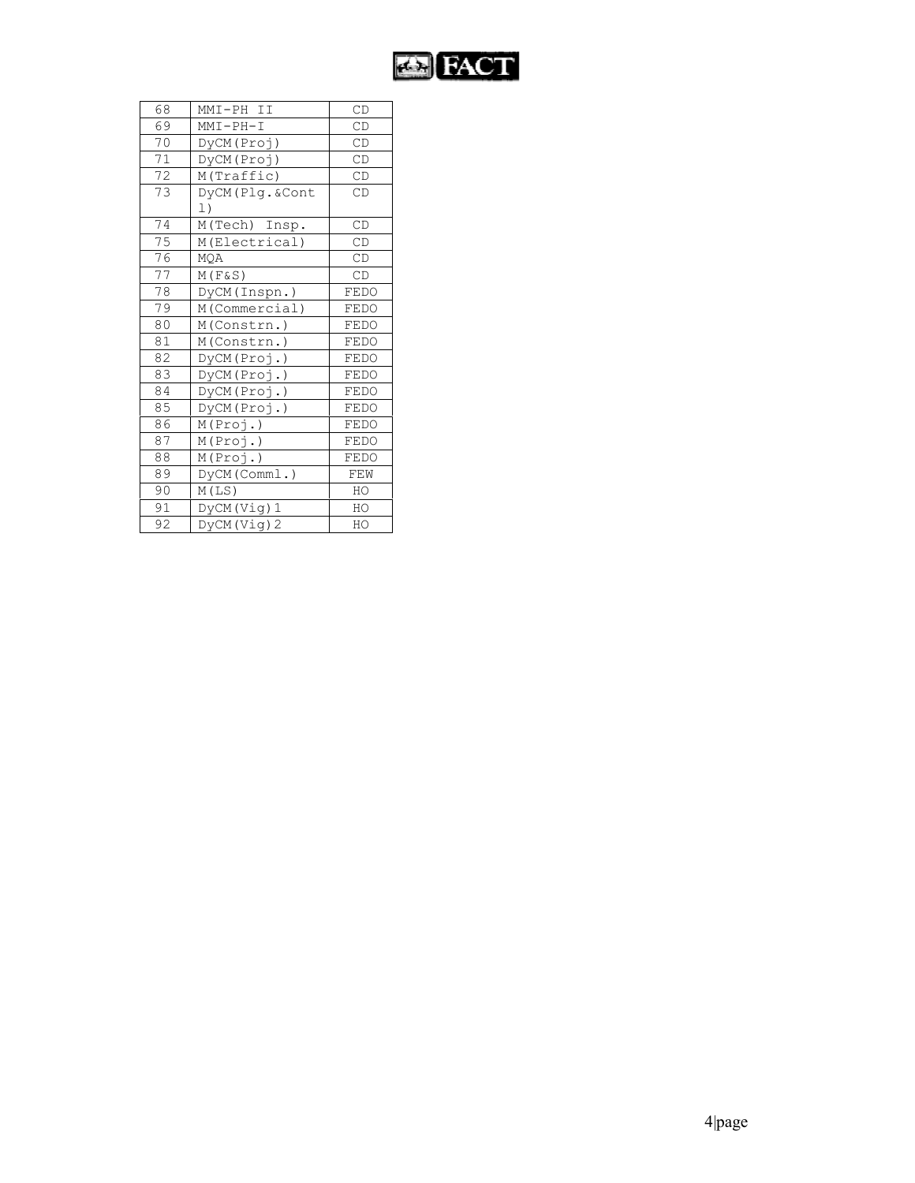| | | |
|---|---|---|
| 68 | MMI-PH II | CD |
| 69 | MMI-PH-I | CD |
| 70 | DyCM(Proj) | CD |
| 71 | DyCM(Proj) | CD |
| 72 | M(Traffic) | CD |
| 73 | DyCM(Plg.&Contl) | CD |
| 74 | M(Tech) Insp. | CD |
| 75 | M(Electrical) | CD |
| 76 | MQA | CD |
| 77 | M(F&S) | CD |
| 78 | DyCM(Inspn.) | FEDO |
| 79 | M(Commercial) | FEDO |
| 80 | M(Constrn.) | FEDO |
| 81 | M(Constrn.) | FEDO |
| 82 | DyCM(Proj.) | FEDO |
| 83 | DyCM(Proj.) | FEDO |
| 84 | DyCM(Proj.) | FEDO |
| 85 | DyCM(Proj.) | FEDO |
| 86 | M(Proj.) | FEDO |
| 87 | M(Proj.) | FEDO |
| 88 | M(Proj.) | FEDO |
| 89 | DyCM(Comml.) | FEW |
| 90 | M(LS) | HO |
| 91 | DyCM(Vig)1 | HO |
| 92 | DyCM(Vig)2 | HO |